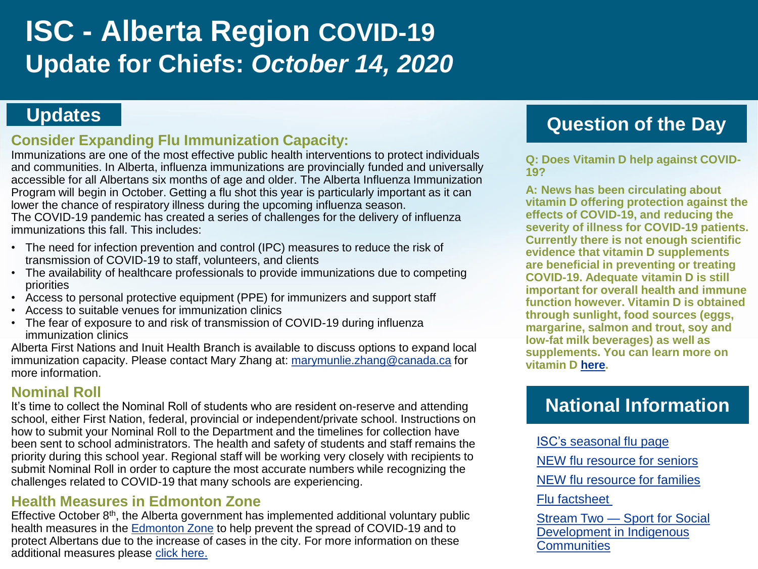# ISC - Alberta Region COVID-19 Update for Chiefs: *October 14, 2020*

## Updates

### Consider Expanding Flu Immunization Capacity:

Immunizations are one of the most effective public health interventions to protect individuals and communities. In Alberta, influenza immunizations are provincially funded and universally accessible for all Albertans six months of age and older. The Alberta Influenza Immunization Program will begin in October. Getting a flu shot this year is particularly important as it can lower the chance of respiratory illness during the upcoming influenza season.

The COVID-19 pandemic has created a series of challenges for the delivery of influenza immunizations this fall. This includes:

- The need for infection prevention and control (IPC) measures to reduce the risk of transmission of COVID-19 to staff, volunteers, and clients
- The availability of healthcare professionals to provide immunizations due to competing priorities
- Access to personal protective equipment (PPE) for immunizers and support staff
- Access to suitable venues for immunization clinics
- The fear of exposure to and risk of transmission of COVID-19 during influenza immunization clinics

Alberta First Nations and Inuit Health Branch is available to discuss options to expand local immunization capacity. Please contact Mary Zhang at: marymunlie.zhang@canada.ca for more information.

### Nominal Roll

It's time to collect the Nominal Roll of students who are resident on-reserve and attending school, either First Nation, federal, provincial or independent/private school. Instructions on how to submit your Nominal Roll to the Department and the timelines for collection have been sent to school administrators. The health and safety of students and staff remains the priority during this school year. Regional staff will be working very closely with recipients to submit Nominal Roll in order to capture the most accurate numbers while recognizing the challenges related to COVID-19 that many schools are experiencing.

### Health Measures in Edmonton Zone

Effective October 8th, the Alberta government has implemented additional voluntary public health measures in the Edmonton Zone to help prevent the spread of COVID-19 and to protect Albertans due to the increase of cases in the city. For more information on these additional measures please click here.

## Question of the Day

**Q: Does Vitamin D help against COVID-19?**

**A: News has been circulating about vitamin D offering protection against the effects of COVID-19, and reducing the severity of illness for COVID-19 patients. Currently there is not enough scientific evidence that vitamin D supplements are beneficial in preventing or treating COVID-19. Adequate vitamin D is still important for overall health and immune function however. Vitamin D is obtained through sunlight, food sources (eggs, margarine, salmon and trout, soy and low-fat milk beverages) as well as supplements. You can learn more on vitamin D here.**

## National Information

- ISC's seasonal flu page
- NEW flu resource for seniors
- NEW flu resource for families
- Flu factsheet
- Stream Two — Sport for Social Development in Indigenous Communities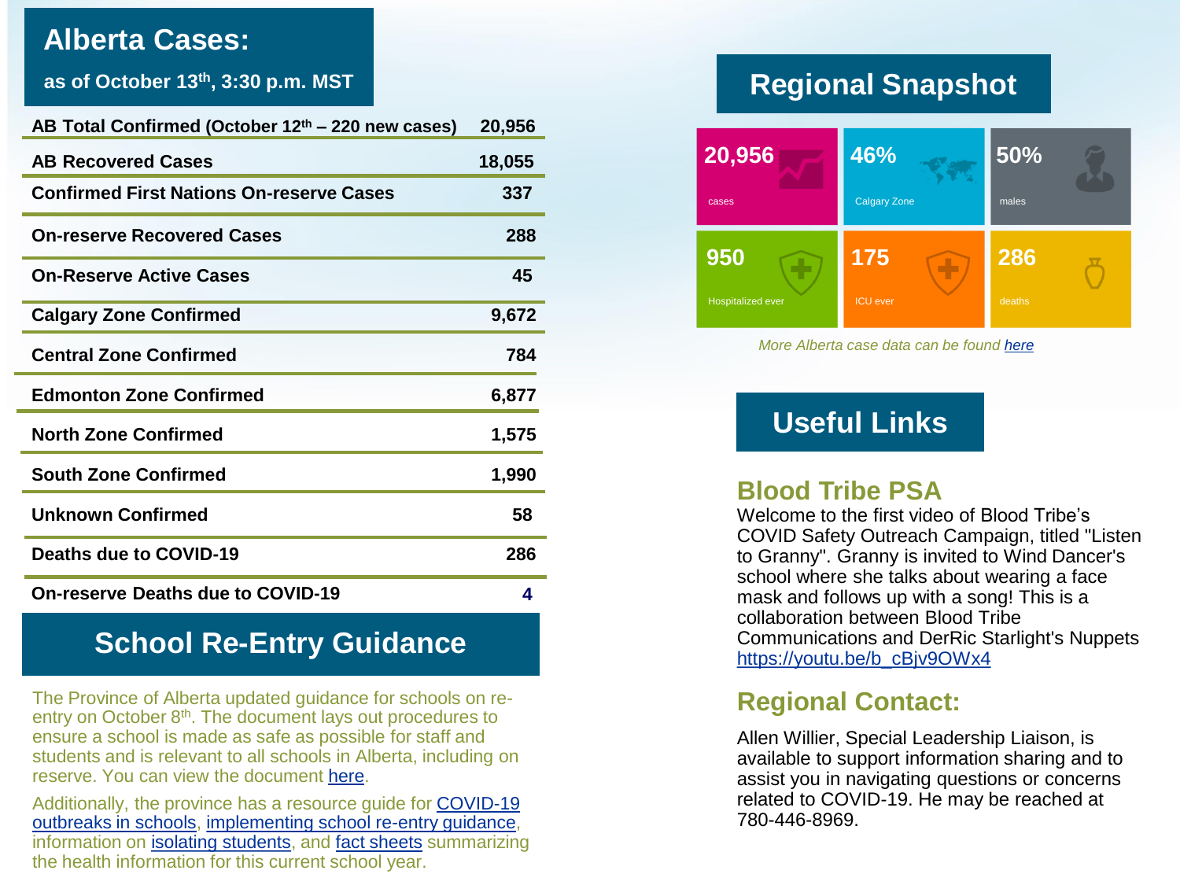## Alberta Cases:

**as of October 13th, 3:30 p.m. MST**

| | |
|---|---|
| **AB Total Confirmed (October 12th – 220 new cases)** | **20,956** |
| **AB Recovered Cases** | **18,055** |
| **Confirmed First Nations On-reserve Cases** | **337** |
| **On-reserve Recovered Cases** | **288** |
| **On-Reserve Active Cases** | **45** |
| **Calgary Zone Confirmed** | **9,672** |
| **Central Zone Confirmed** | **784** |
| **Edmonton Zone Confirmed** | **6,877** |
| **North Zone Confirmed** | **1,575** |
| **South Zone Confirmed** | **1,990** |
| **Unknown Confirmed** | **58** |
| **Deaths due to COVID-19** | **286** |
| **On-reserve Deaths due to COVID-19** | **4** |

## School Re-Entry Guidance

The Province of Alberta updated guidance for schools on re-entry on October 8th. The document lays out procedures to ensure a school is made as safe as possible for staff and students and is relevant to all schools in Alberta, including on reserve. You can view the document here.

Additionally, the province has a resource guide for COVID-19 outbreaks in schools, implementing school re-entry guidance, information on isolating students, and fact sheets summarizing the health information for this current school year.

## Regional Snapshot

**20,956**
cases

**46%**
Calgary Zone

**50%**
males

**950**
Hospitalized ever

**175**
ICU ever

**286**
deaths

*More Alberta case data can be found here*

## Useful Links

### Blood Tribe PSA

Welcome to the first video of Blood Tribe's COVID Safety Outreach Campaign, titled "Listen to Granny". Granny is invited to Wind Dancer's school where she talks about wearing a face mask and follows up with a song! This is a collaboration between Blood Tribe Communications and DerRic Starlight's Nuppets https://youtu.be/b_cBjv9OWx4

### Regional Contact:

Allen Willier, Special Leadership Liaison, is available to support information sharing and to assist you in navigating questions or concerns related to COVID-19. He may be reached at 780-446-8969.